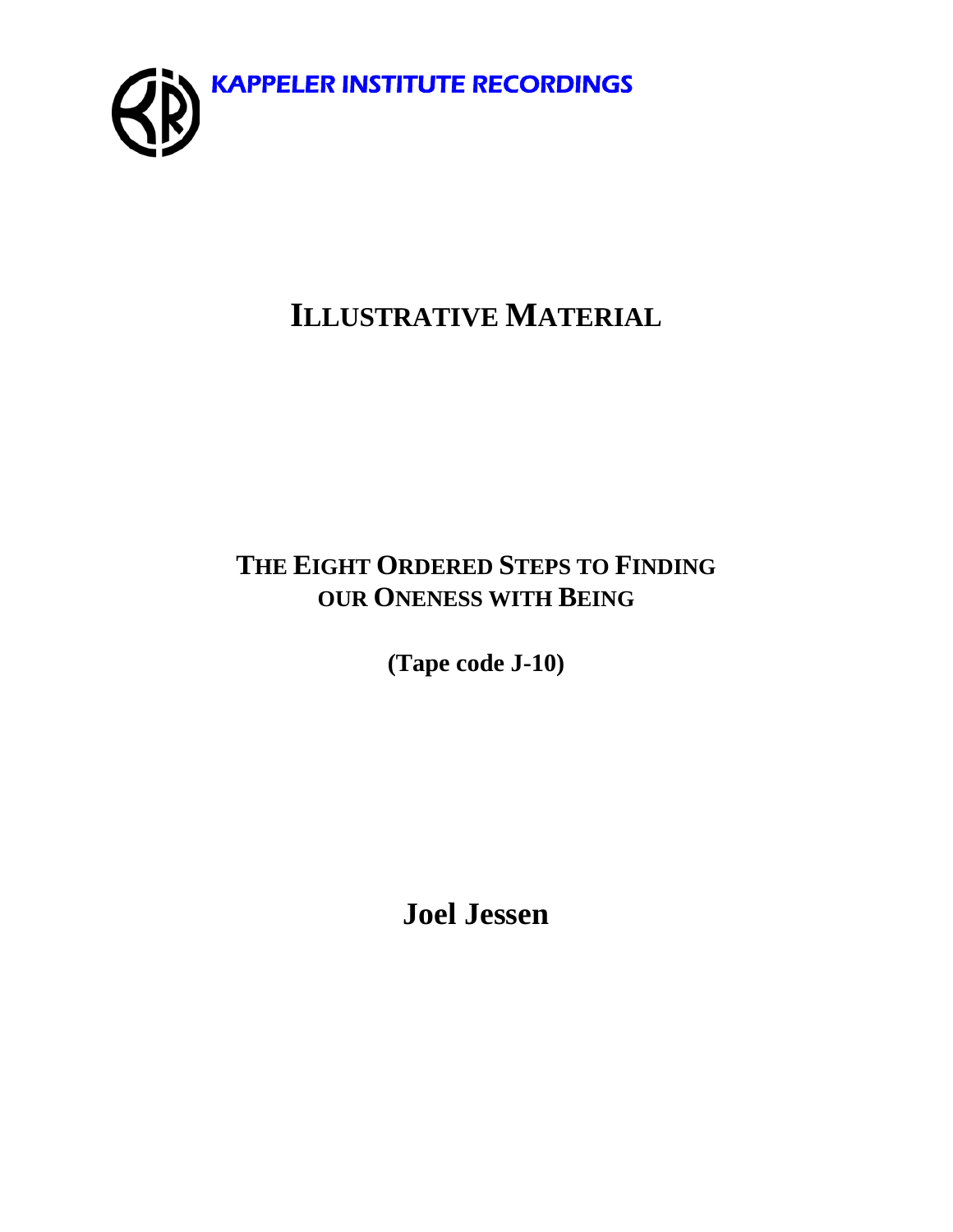KAPPELER INSTITUTE RECORDINGS

# ILLUSTRATIVE MATERIAL

## THE EIGHT ORDERED STEPS TO FINDING OUR ONENESS WITH BEING

**(Tape code J-10)**

**Joel Jessen**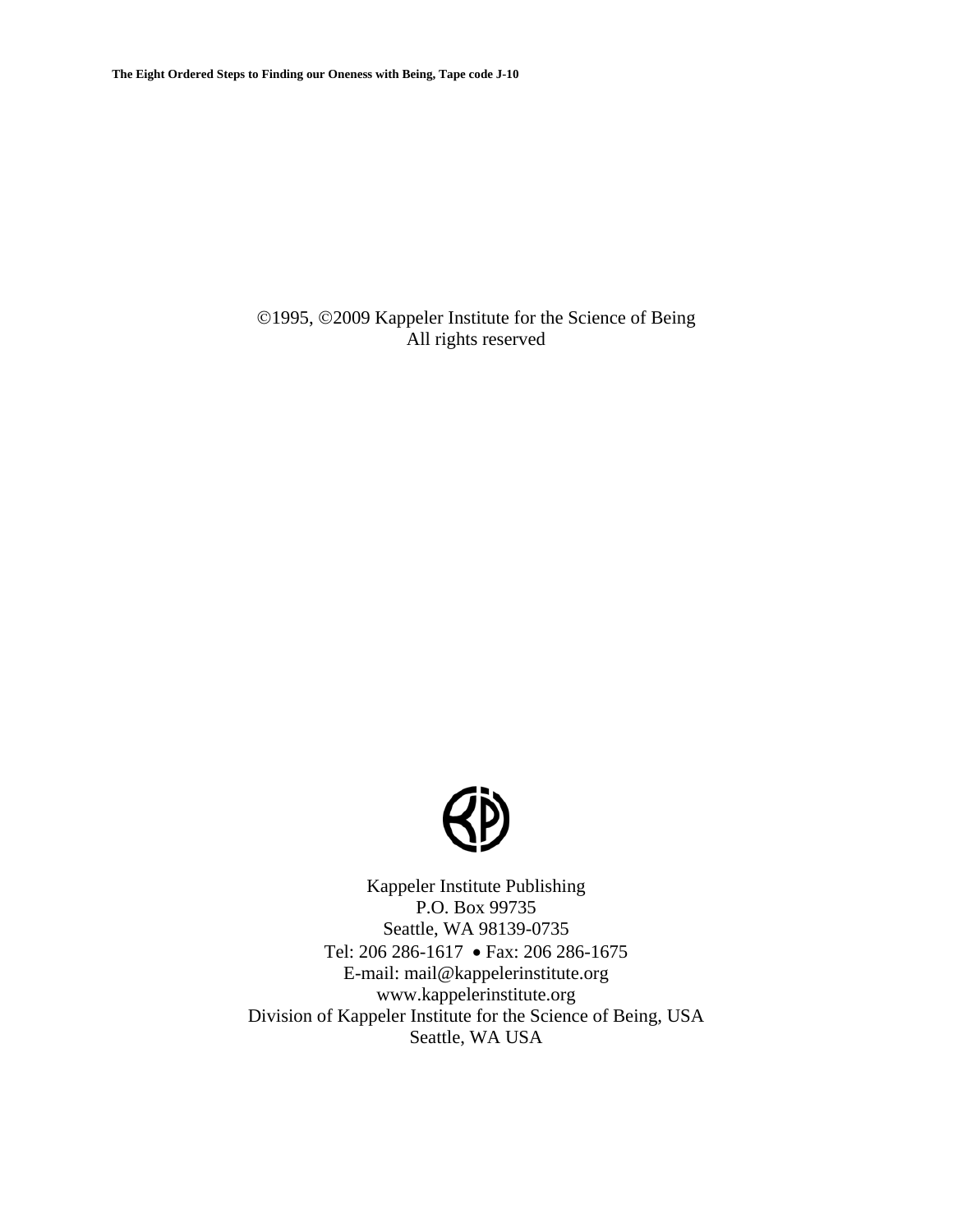©1995, ©2009 Kappeler Institute for the Science of Being
All rights reserved

Kappeler Institute Publishing
P.O. Box 99735
Seattle, WA 98139-0735
Tel: 206 286-1617 • Fax: 206 286-1675
E-mail: mail@kappelerinstitute.org
www.kappelerinstitute.org
Division of Kappeler Institute for the Science of Being, USA
Seattle, WA USA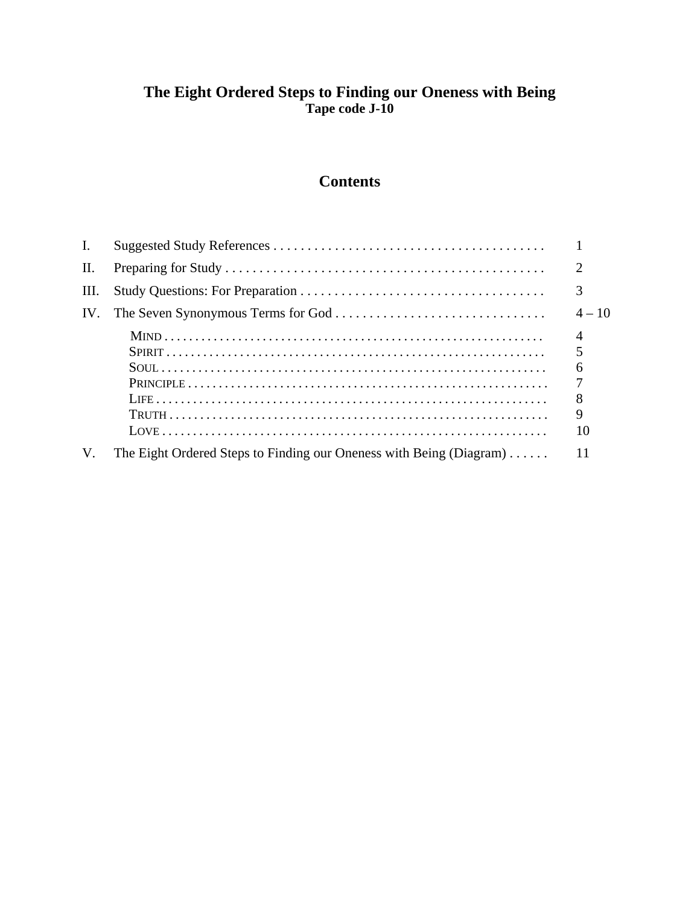# The Eight Ordered Steps to Finding our Oneness with Being

**Tape code J-10**

## Contents

| | | |
|---|---|---|
| I. | Suggested Study References | 1 |
| II. | Preparing for Study | 2 |
| III. | Study Questions: For Preparation | 3 |
| IV. | The Seven Synonymous Terms for God | 4 – 10 |
| | MIND | 4 |
| | SPIRIT | 5 |
| | SOUL | 6 |
| | PRINCIPLE | 7 |
| | LIFE | 8 |
| | TRUTH | 9 |
| | LOVE | 10 |
| V. | The Eight Ordered Steps to Finding our Oneness with Being (Diagram) | 11 |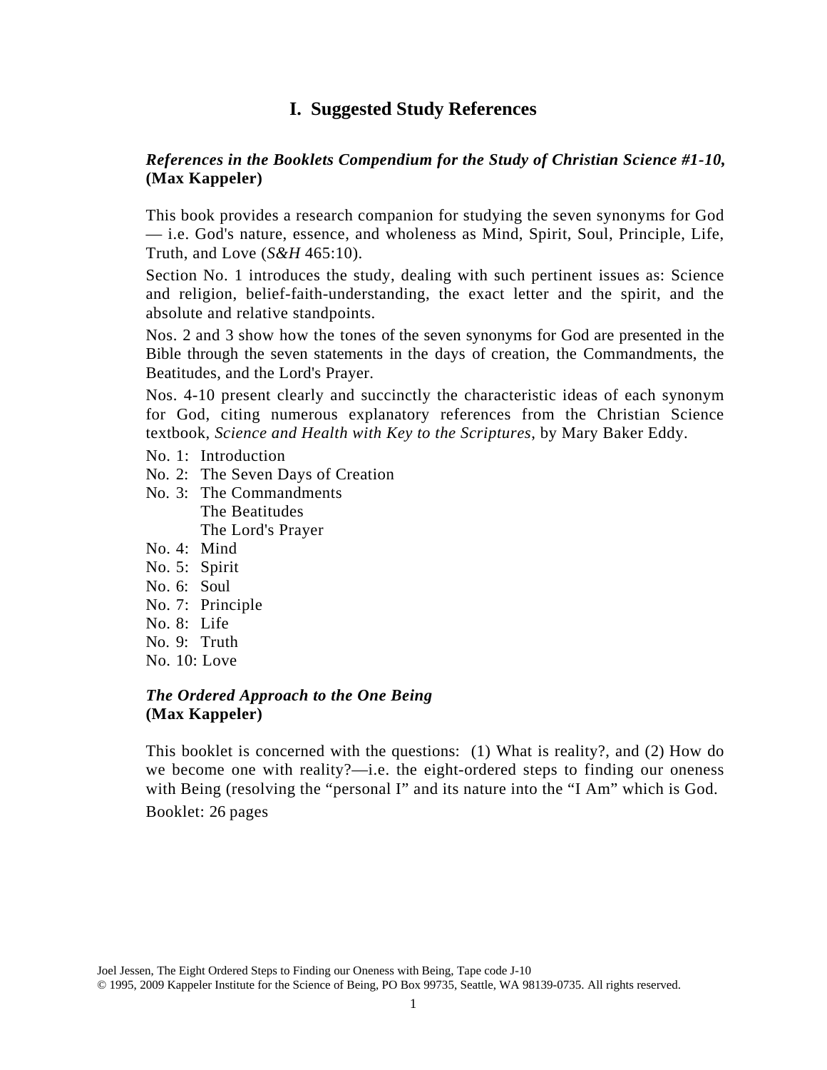## I. Suggested Study References

***References in the Booklets Compendium for the Study of Christian Science #1-10,* (Max Kappeler)**

This book provides a research companion for studying the seven synonyms for God — i.e. God's nature, essence, and wholeness as Mind, Spirit, Soul, Principle, Life, Truth, and Love (*S&H* 465:10).

Section No. 1 introduces the study, dealing with such pertinent issues as: Science and religion, belief-faith-understanding, the exact letter and the spirit, and the absolute and relative standpoints.

Nos. 2 and 3 show how the tones of the seven synonyms for God are presented in the Bible through the seven statements in the days of creation, the Commandments, the Beatitudes, and the Lord's Prayer.

Nos. 4-10 present clearly and succinctly the characteristic ideas of each synonym for God, citing numerous explanatory references from the Christian Science textbook, *Science and Health with Key to the Scriptures*, by Mary Baker Eddy.

No. 1: Introduction
No. 2: The Seven Days of Creation
No. 3: The Commandments
The Beatitudes
The Lord's Prayer
No. 4: Mind
No. 5: Spirit
No. 6: Soul
No. 7: Principle
No. 8: Life
No. 9: Truth
No. 10: Love

***The Ordered Approach to the One Being***
**(Max Kappeler)**

This booklet is concerned with the questions: (1) What is reality?, and (2) How do we become one with reality?—i.e. the eight-ordered steps to finding our oneness with Being (resolving the "personal I" and its nature into the "I Am" which is God.

Booklet: 26 pages

Joel Jessen, The Eight Ordered Steps to Finding our Oneness with Being, Tape code J-10
© 1995, 2009 Kappeler Institute for the Science of Being, PO Box 99735, Seattle, WA 98139-0735. All rights reserved.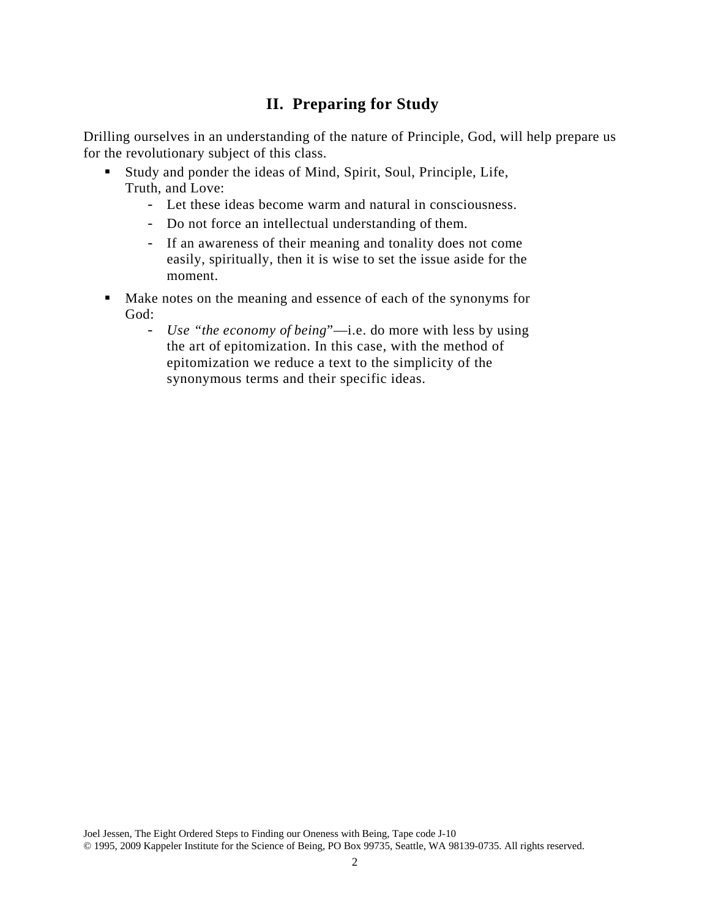## II. Preparing for Study

Drilling ourselves in an understanding of the nature of Principle, God, will help prepare us for the revolutionary subject of this class.

- Study and ponder the ideas of Mind, Spirit, Soul, Principle, Life, Truth, and Love:
  - Let these ideas become warm and natural in consciousness.
  - Do not force an intellectual understanding of them.
  - If an awareness of their meaning and tonality does not come easily, spiritually, then it is wise to set the issue aside for the moment.
- Make notes on the meaning and essence of each of the synonyms for God:
  - *Use "the economy of being*"—i.e. do more with less by using the art of epitomization. In this case, with the method of epitomization we reduce a text to the simplicity of the synonymous terms and their specific ideas.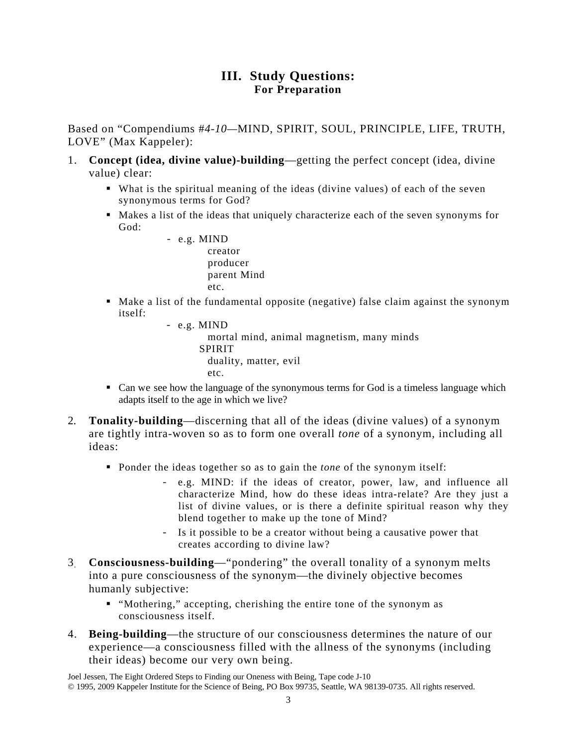## III. Study Questions:
### For Preparation

Based on "Compendiums #*4-10*—MIND, SPIRIT, SOUL, PRINCIPLE, LIFE, TRUTH, LOVE" (Max Kappeler):

1. **Concept (idea, divine value)-building**—getting the perfect concept (idea, divine value) clear:
   - What is the spiritual meaning of the ideas (divine values) of each of the seven synonymous terms for God?
   - Makes a list of the ideas that uniquely characterize each of the seven synonyms for God:
     - e.g. MIND
       creator
       producer
       parent Mind
       etc.
   - Make a list of the fundamental opposite (negative) false claim against the synonym itself:
     - e.g. MIND
       mortal mind, animal magnetism, many minds
       SPIRIT
       duality, matter, evil
       etc.
   - Can we see how the language of the synonymous terms for God is a timeless language which adapts itself to the age in which we live?

2. **Tonality-building**—discerning that all of the ideas (divine values) of a synonym are tightly intra-woven so as to form one overall *tone* of a synonym, including all ideas:
   - Ponder the ideas together so as to gain the *tone* of the synonym itself:
     - e.g. MIND: if the ideas of creator, power, law, and influence all characterize Mind, how do these ideas intra-relate? Are they just a list of divine values, or is there a definite spiritual reason why they blend together to make up the tone of Mind?
     - Is it possible to be a creator without being a causative power that creates according to divine law?

3. **Consciousness-building**—"pondering" the overall tonality of a synonym melts into a pure consciousness of the synonym—the divinely objective becomes humanly subjective:
   - "Mothering," accepting, cherishing the entire tone of the synonym as consciousness itself.

4. **Being-building**—the structure of our consciousness determines the nature of our experience—a consciousness filled with the allness of the synonyms (including their ideas) become our very own being.

Joel Jessen, The Eight Ordered Steps to Finding our Oneness with Being, Tape code J-10
© 1995, 2009 Kappeler Institute for the Science of Being, PO Box 99735, Seattle, WA 98139-0735. All rights reserved.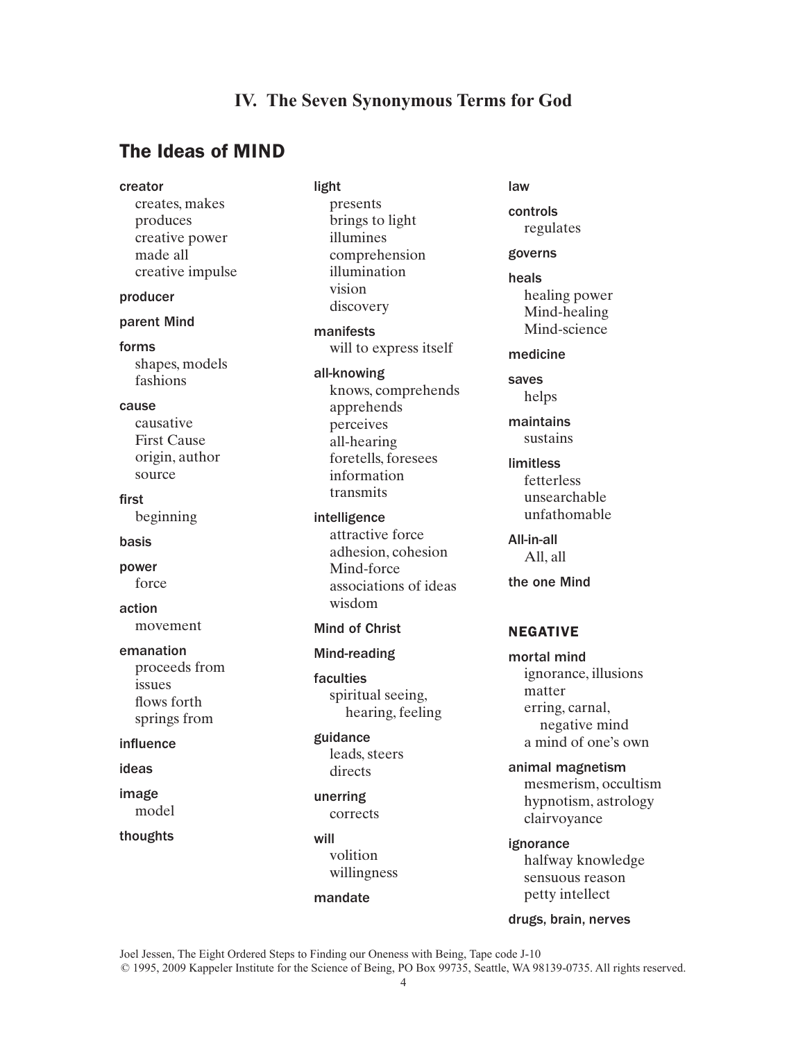## IV. The Seven Synonymous Terms for God

## The Ideas of MIND

**creator**
- creates, makes
- produces
- creative power
- made all
- creative impulse

**producer**

**parent Mind**

**forms**
- shapes, models
- fashions

**cause**
- causative
- First Cause
- origin, author
- source

**first**
- beginning

**basis**

**power**
- force

**action**
- movement

**emanation**
- proceeds from
- issues
- flows forth
- springs from

**influence**

**ideas**

**image**
- model

**thoughts**

**light**
- presents
- brings to light
- illumines
- comprehension
- illumination
- vision
- discovery

**manifests**
- will to express itself

**all-knowing**
- knows, comprehends
- apprehends
- perceives
- all-hearing
- foretells, foresees
- information
- transmits

**intelligence**
- attractive force
- adhesion, cohesion
- Mind-force
- associations of ideas
- wisdom

**Mind of Christ**

**Mind-reading**

**faculties**
- spiritual seeing, hearing, feeling

**guidance**
- leads, steers
- directs

**unerring**
- corrects

**will**
- volition
- willingness

**mandate**

**law**

**controls**
- regulates

**governs**

**heals**
- healing power
- Mind-healing
- Mind-science

**medicine**

**saves**
- helps

**maintains**
- sustains

**limitless**
- fetterless
- unsearchable
- unfathomable

**All-in-all**
- All, all

**the one Mind**

### NEGATIVE

**mortal mind**
- ignorance, illusions
- matter
- erring, carnal, negative mind
- a mind of one's own

**animal magnetism**
- mesmerism, occultism
- hypnotism, astrology
- clairvoyance

**ignorance**
- halfway knowledge
- sensuous reason
- petty intellect

**drugs, brain, nerves**

Joel Jessen, The Eight Ordered Steps to Finding our Oneness with Being, Tape code J-10
© 1995, 2009 Kappeler Institute for the Science of Being, PO Box 99735, Seattle, WA 98139-0735. All rights reserved.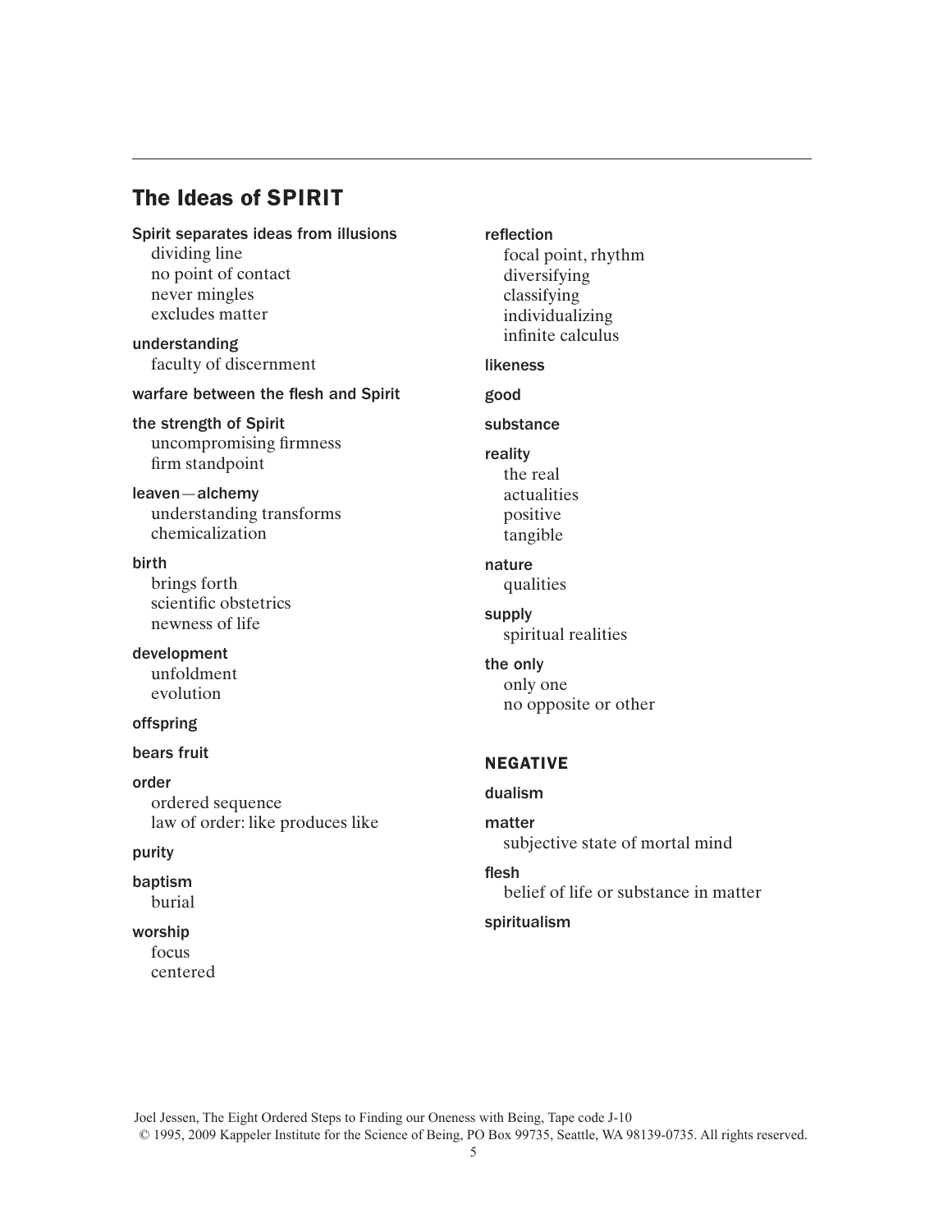## The Ideas of SPIRIT

**Spirit separates ideas from illusions**
- dividing line
- no point of contact
- never mingles
- excludes matter

**understanding**
- faculty of discernment

**warfare between the flesh and Spirit**

**the strength of Spirit**
- uncompromising firmness
- firm standpoint

**leaven—alchemy**
- understanding transforms
- chemicalization

**birth**
- brings forth
- scientific obstetrics
- newness of life

**development**
- unfoldment
- evolution

**offspring**

**bears fruit**

**order**
- ordered sequence
- law of order: like produces like

**purity**

**baptism**
- burial

**worship**
- focus
- centered

**reflection**
- focal point, rhythm
- diversifying
- classifying
- individualizing
- infinite calculus

**likeness**

**good**

**substance**

**reality**
- the real
- actualities
- positive
- tangible

**nature**
- qualities

**supply**
- spiritual realities

**the only**
- only one
- no opposite or other

### NEGATIVE

**dualism**

**matter**
- subjective state of mortal mind

**flesh**
- belief of life or substance in matter

**spiritualism**

Joel Jessen, The Eight Ordered Steps to Finding our Oneness with Being, Tape code J-10
© 1995, 2009 Kappeler Institute for the Science of Being, PO Box 99735, Seattle, WA 98139-0735. All rights reserved.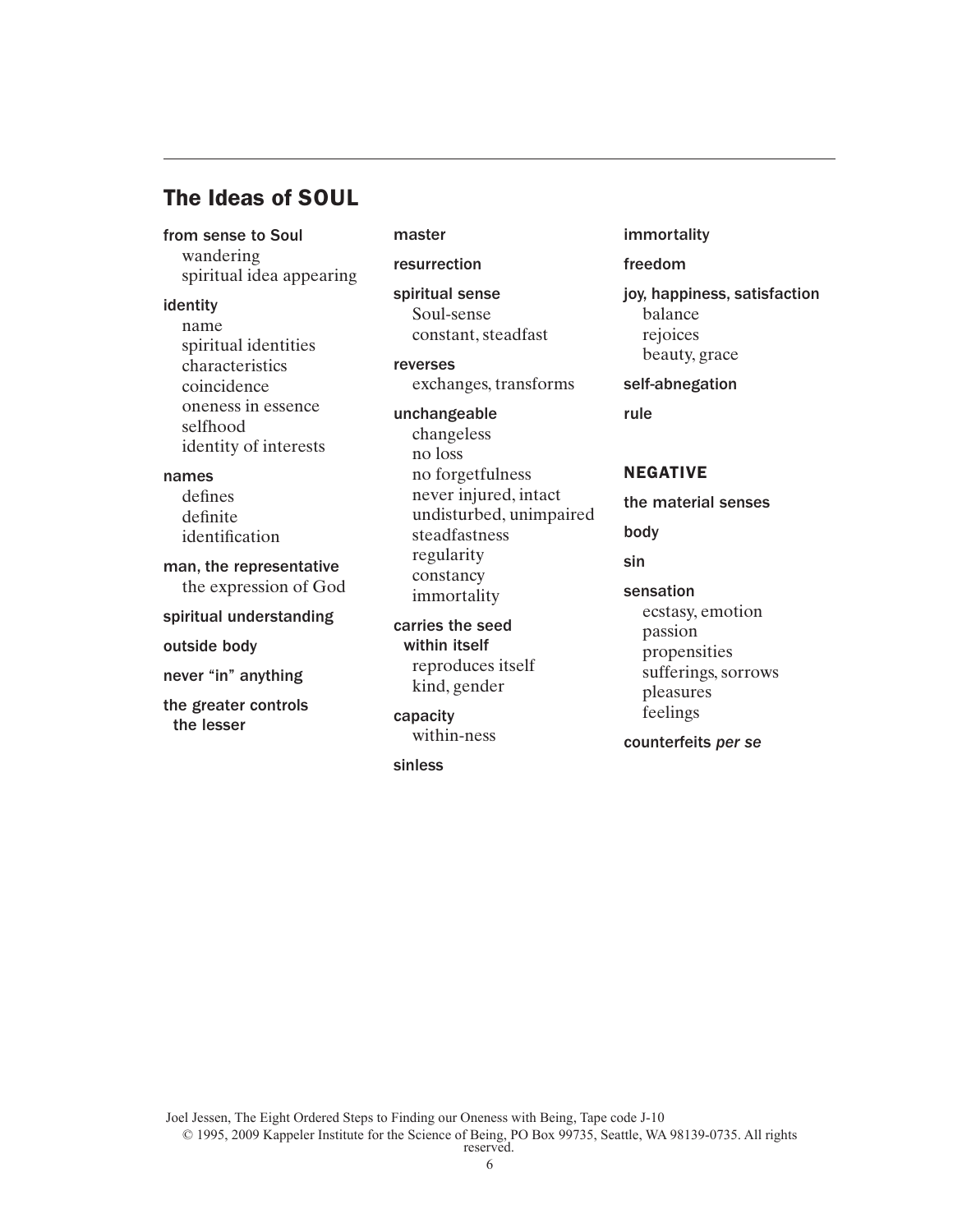## The Ideas of SOUL

**from sense to Soul**
- wandering
- spiritual idea appearing

**identity**
- name
- spiritual identities
- characteristics
- coincidence
- oneness in essence
- selfhood
- identity of interests

**names**
- defines
- definite
- identification

**man, the representative**
- the expression of God

**spiritual understanding**

**outside body**

**never “in” anything**

**the greater controls the lesser**

**master**

**resurrection**

**spiritual sense**
- Soul-sense
- constant, steadfast

**reverses**
- exchanges, transforms

**unchangeable**
- changeless
- no loss
- no forgetfulness
- never injured, intact
- undisturbed, unimpaired
- steadfastness
- regularity
- constancy
- immortality

**carries the seed within itself**
- reproduces itself
- kind, gender

**capacity**
- within-ness

**sinless**

**immortality**

**freedom**

**joy, happiness, satisfaction**
- balance
- rejoices
- beauty, grace

**self-abnegation**

**rule**

### NEGATIVE

**the material senses**

**body**

**sin**

**sensation**
- ecstasy, emotion
- passion
- propensities
- sufferings, sorrows
- pleasures
- feelings

**counterfeits *per se***

Joel Jessen, The Eight Ordered Steps to Finding our Oneness with Being, Tape code J-10
© 1995, 2009 Kappeler Institute for the Science of Being, PO Box 99735, Seattle, WA 98139-0735. All rights reserved.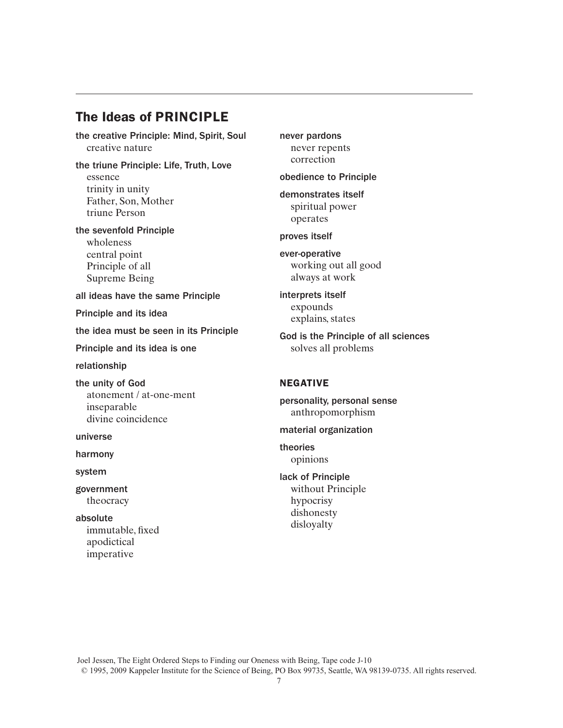## The Ideas of PRINCIPLE

**the creative Principle: Mind, Spirit, Soul**
- creative nature

**the triune Principle: Life, Truth, Love**
- essence
- trinity in unity
- Father, Son, Mother
- triune Person

**the sevenfold Principle**
- wholeness
- central point
- Principle of all
- Supreme Being

**all ideas have the same Principle**

**Principle and its idea**

**the idea must be seen in its Principle**

**Principle and its idea is one**

**relationship**

**the unity of God**
- atonement / at-one-ment
- inseparable
- divine coincidence

**universe**

**harmony**

**system**

**government**
- theocracy

**absolute**
- immutable, fixed
- apodictical
- imperative

**never pardons**
- never repents
- correction

**obedience to Principle**

**demonstrates itself**
- spiritual power
- operates

**proves itself**

**ever-operative**
- working out all good
- always at work

**interprets itself**
- expounds
- explains, states

**God is the Principle of all sciences**
- solves all problems

### NEGATIVE

**personality, personal sense**
- anthropomorphism

**material organization**

**theories**
- opinions

**lack of Principle**
- without Principle
- hypocrisy
- dishonesty
- disloyalty

Joel Jessen, The Eight Ordered Steps to Finding our Oneness with Being, Tape code J-10
© 1995, 2009 Kappeler Institute for the Science of Being, PO Box 99735, Seattle, WA 98139-0735. All rights reserved.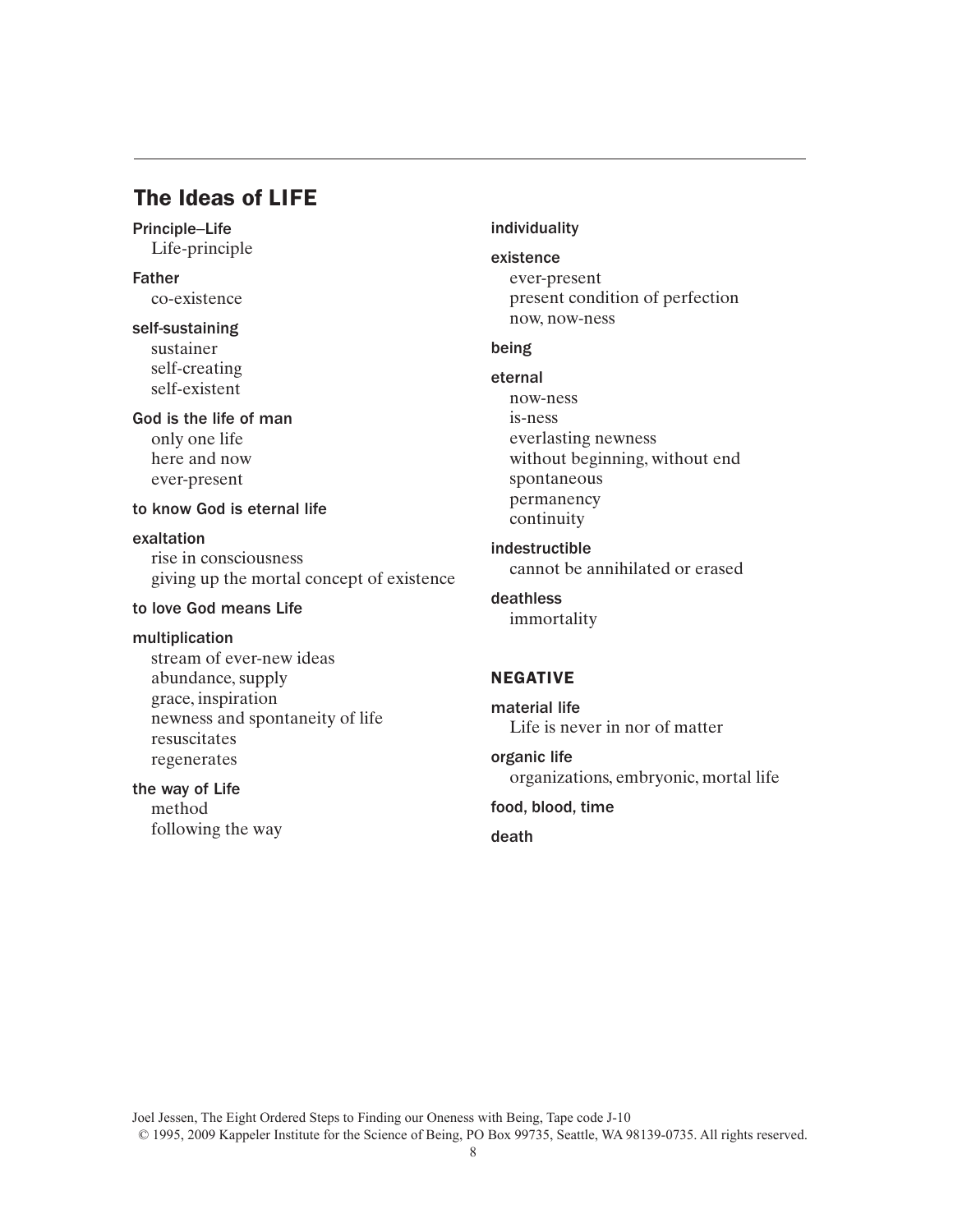## The Ideas of LIFE

**Principle–Life**
- Life-principle

**Father**
- co-existence

**self-sustaining**
- sustainer
- self-creating
- self-existent

**God is the life of man**
- only one life
- here and now
- ever-present

**to know God is eternal life**

**exaltation**
- rise in consciousness
- giving up the mortal concept of existence

**to love God means Life**

**multiplication**
- stream of ever-new ideas
- abundance, supply
- grace, inspiration
- newness and spontaneity of life
- resuscitates
- regenerates

**the way of Life**
- method
- following the way

**individuality**

**existence**
- ever-present
- present condition of perfection
- now, now-ness

**being**

**eternal**
- now-ness
- is-ness
- everlasting newness
- without beginning, without end
- spontaneous
- permanency
- continuity

**indestructible**
- cannot be annihilated or erased

**deathless**
- immortality

### NEGATIVE

**material life**
- Life is never in nor of matter

**organic life**
- organizations, embryonic, mortal life

**food, blood, time**

**death**

Joel Jessen, The Eight Ordered Steps to Finding our Oneness with Being, Tape code J-10
© 1995, 2009 Kappeler Institute for the Science of Being, PO Box 99735, Seattle, WA 98139-0735. All rights reserved.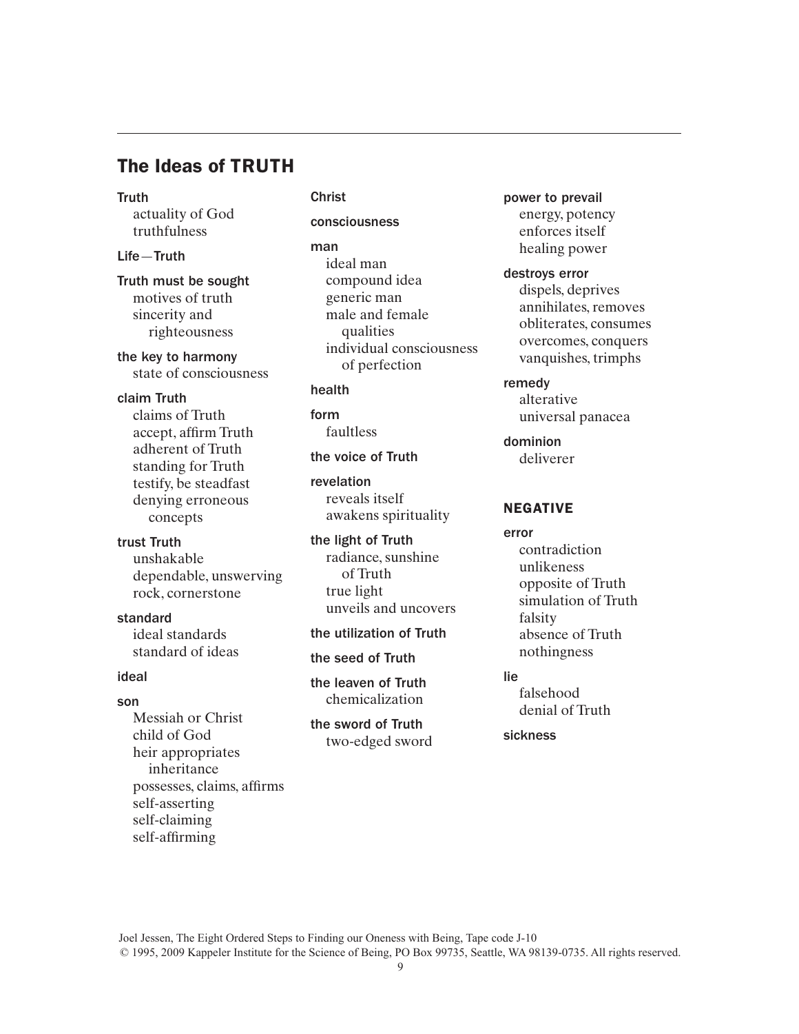## The Ideas of TRUTH

**Truth**
- actuality of God
- truthfulness

**Life—Truth**

**Truth must be sought**
- motives of truth
- sincerity and righteousness

**the key to harmony**
- state of consciousness

**claim Truth**
- claims of Truth
- accept, affirm Truth
- adherent of Truth
- standing for Truth
- testify, be steadfast
- denying erroneous concepts

**trust Truth**
- unshakable
- dependable, unswerving
- rock, cornerstone

**standard**
- ideal standards
- standard of ideas

**ideal**

**son**
- Messiah or Christ
- child of God
- heir appropriates inheritance
- possesses, claims, affirms
- self-asserting
- self-claiming
- self-affirming

**Christ**

**consciousness**

**man**
- ideal man
- compound idea
- generic man
- male and female qualities
- individual consciousness of perfection

**health**

**form**
- faultless

**the voice of Truth**

**revelation**
- reveals itself
- awakens spirituality

**the light of Truth**
- radiance, sunshine of Truth
- true light
- unveils and uncovers

**the utilization of Truth**

**the seed of Truth**

**the leaven of Truth**
- chemicalization

**the sword of Truth**
- two-edged sword

**power to prevail**
- energy, potency
- enforces itself
- healing power

**destroys error**
- dispels, deprives
- annihilates, removes
- obliterates, consumes
- overcomes, conquers
- vanquishes, trimphs

**remedy**
- alterative
- universal panacea

**dominion**
- deliverer

### NEGATIVE

**error**
- contradiction
- unlikeness
- opposite of Truth
- simulation of Truth
- falsity
- absence of Truth
- nothingness

**lie**
- falsehood
- denial of Truth

**sickness**

Joel Jessen, The Eight Ordered Steps to Finding our Oneness with Being, Tape code J-10
© 1995, 2009 Kappeler Institute for the Science of Being, PO Box 99735, Seattle, WA 98139-0735. All rights reserved.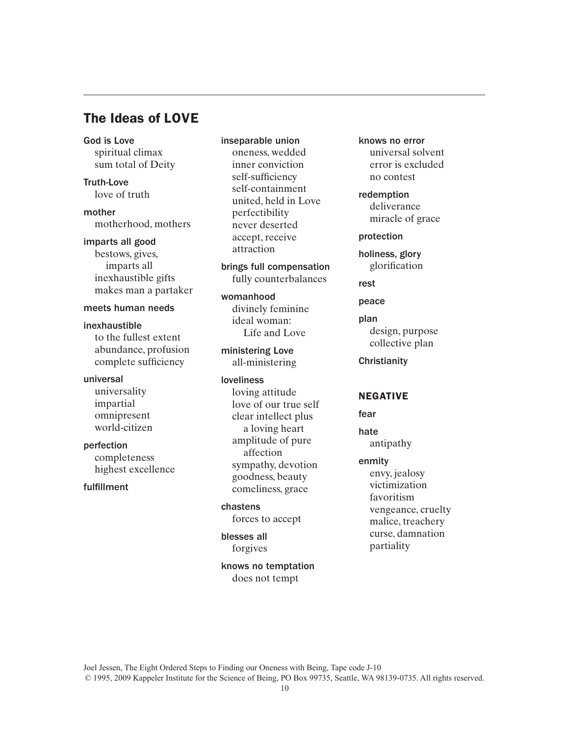## The Ideas of LOVE

**God is Love**
- spiritual climax
- sum total of Deity

**Truth-Love**
- love of truth

**mother**
- motherhood, mothers

**imparts all good**
- bestows, gives, imparts all
- inexhaustible gifts
- makes man a partaker

**meets human needs**

**inexhaustible**
- to the fullest extent
- abundance, profusion
- complete sufficiency

**universal**
- universality
- impartial
- omnipresent
- world-citizen

**perfection**
- completeness
- highest excellence

**fulfillment**

**inseparable union**
- oneness, wedded
- inner conviction
- self-sufficiency
- self-containment
- united, held in Love
- perfectibility
- never deserted
- accept, receive
- attraction

**brings full compensation**
- fully counterbalances

**womanhood**
- divinely feminine
- ideal woman: Life and Love

**ministering Love**
- all-ministering

**loveliness**
- loving attitude
- love of our true self
- clear intellect plus a loving heart
- amplitude of pure affection
- sympathy, devotion
- goodness, beauty
- comeliness, grace

**chastens**
- forces to accept

**blesses all**
- forgives

**knows no temptation**
- does not tempt

**knows no error**
- universal solvent
- error is excluded
- no contest

**redemption**
- deliverance
- miracle of grace

**protection**

**holiness, glory**
- glorification

**rest**

**peace**

**plan**
- design, purpose
- collective plan

**Christianity**

### NEGATIVE

**fear**

**hate**
- antipathy

**enmity**
- envy, jealosy
- victimization
- favoritism
- vengeance, cruelty
- malice, treachery
- curse, damnation
- partiality

Joel Jessen, The Eight Ordered Steps to Finding our Oneness with Being, Tape code J-10
© 1995, 2009 Kappeler Institute for the Science of Being, PO Box 99735, Seattle, WA 98139-0735. All rights reserved.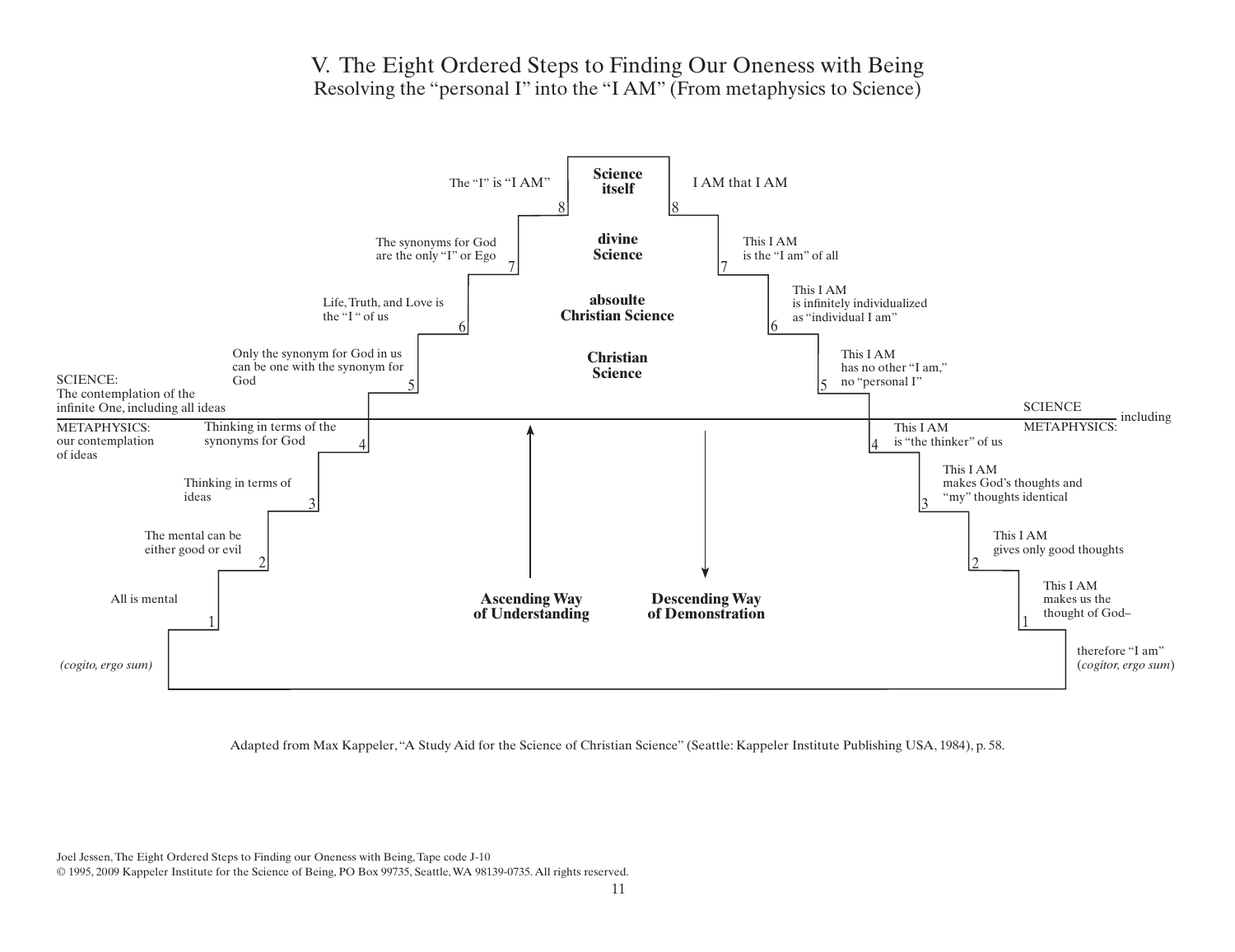# V. The Eight Ordered Steps to Finding Our Oneness with Being

## Resolving the "personal I" into the "I AM" (From metaphysics to Science)

**Ascending Way of Understanding**

SCIENCE: The contemplation of the infinite One, including all ideas

METAPHYSICS: our contemplation of ideas

(*cogito, ergo sum*)

1. All is mental
2. The mental can be either good or evil
3. Thinking in terms of ideas
4. Thinking in terms of the synonyms for God
5. Only the synonym for God in us can be one with the synonym for God
6. Life, Truth, and Love is the "I " of us
7. The synonyms for God are the only "I" or Ego
8. The "I" is "I AM"

**Science itself**

**divine Science**

**absoulte Christian Science**

**Christian Science**

**Descending Way of Demonstration**

8. I AM that I AM
7. This I AM is the "I am" of all
6. This I AM is infinitely individualized as "individual I am"
5. This I AM has no other "I am," no "personal I"
4. This I AM is "the thinker" of us
3. This I AM makes God's thoughts and "my" thoughts identical
2. This I AM gives only good thoughts
1. This I AM makes us the thought of God–

therefore "I am" (*cogitor, ergo sum*)

SCIENCE including METAPHYSICS:

Adapted from Max Kappeler, "A Study Aid for the Science of Christian Science" (Seattle: Kappeler Institute Publishing USA, 1984), p. 58.

Joel Jessen, The Eight Ordered Steps to Finding our Oneness with Being, Tape code J-10
© 1995, 2009 Kappeler Institute for the Science of Being, PO Box 99735, Seattle, WA 98139-0735. All rights reserved.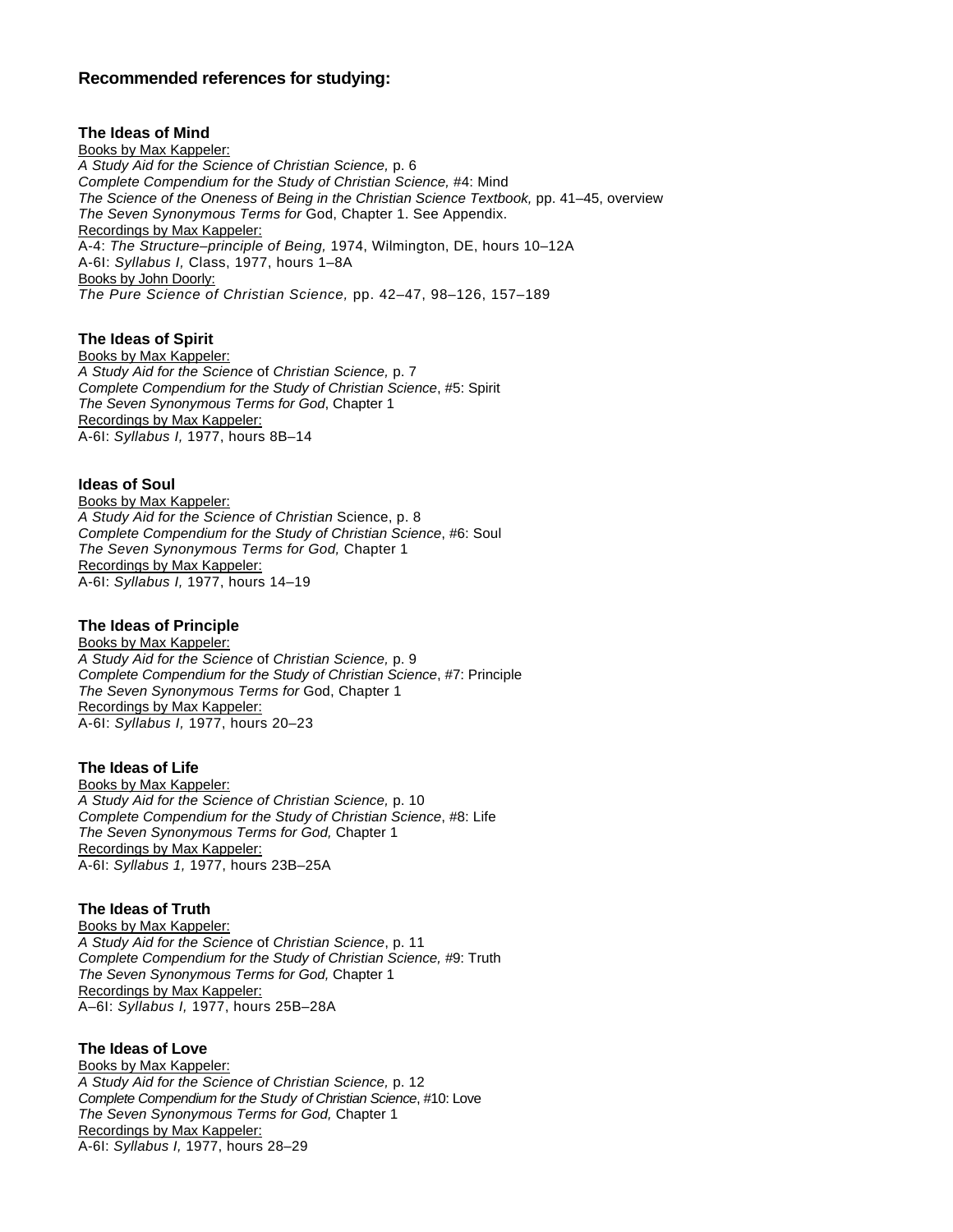## Recommended references for studying:

### The Ideas of Mind

Books by Max Kappeler:
*A Study Aid for the Science of Christian Science,* p. 6
*Complete Compendium for the Study of Christian Science,* #4: Mind
*The Science of the Oneness of Being in the Christian Science Textbook,* pp. 41–45, overview
*The Seven Synonymous Terms for* God, Chapter 1. See Appendix.
Recordings by Max Kappeler:
A-4: *The Structure–principle of Being,* 1974, Wilmington, DE, hours 10–12A
A-6I: *Syllabus I,* Class, 1977, hours 1–8A
Books by John Doorly:
*The Pure Science of Christian Science,* pp. 42–47, 98–126, 157–189

### The Ideas of Spirit

Books by Max Kappeler:
*A Study Aid for the Science* of *Christian Science,* p. 7
*Complete Compendium for the Study of Christian Science*, #5: Spirit
*The Seven Synonymous Terms for God*, Chapter 1
Recordings by Max Kappeler:
A-6I: *Syllabus I,* 1977, hours 8B–14

### Ideas of Soul

Books by Max Kappeler:
*A Study Aid for the Science of Christian* Science, p. 8
*Complete Compendium for the Study of Christian Science*, #6: Soul
*The Seven Synonymous Terms for God,* Chapter 1
Recordings by Max Kappeler:
A-6I: *Syllabus I,* 1977, hours 14–19

### The Ideas of Principle

Books by Max Kappeler:
*A Study Aid for the Science* of *Christian Science,* p. 9
*Complete Compendium for the Study of Christian Science*, #7: Principle
*The Seven Synonymous Terms for* God, Chapter 1
Recordings by Max Kappeler:
A-6I: *Syllabus I,* 1977, hours 20–23

### The Ideas of Life

Books by Max Kappeler:
*A Study Aid for the Science of Christian Science,* p. 10
*Complete Compendium for the Study of Christian Science*, #8: Life
*The Seven Synonymous Terms for God,* Chapter 1
Recordings by Max Kappeler:
A-6I: *Syllabus 1,* 1977, hours 23B–25A

### The Ideas of Truth

Books by Max Kappeler:
*A Study Aid for the Science* of *Christian Science*, p. 11
*Complete Compendium for the Study of Christian Science,* #9: Truth
*The Seven Synonymous Terms for God,* Chapter 1
Recordings by Max Kappeler:
A–6I: *Syllabus I,* 1977, hours 25B–28A

### The Ideas of Love

Books by Max Kappeler:
*A Study Aid for the Science of Christian Science,* p. 12
*Complete Compendium for the Study of Christian Science*, #10: Love
*The Seven Synonymous Terms for God,* Chapter 1
Recordings by Max Kappeler:
A-6I: *Syllabus I,* 1977, hours 28–29